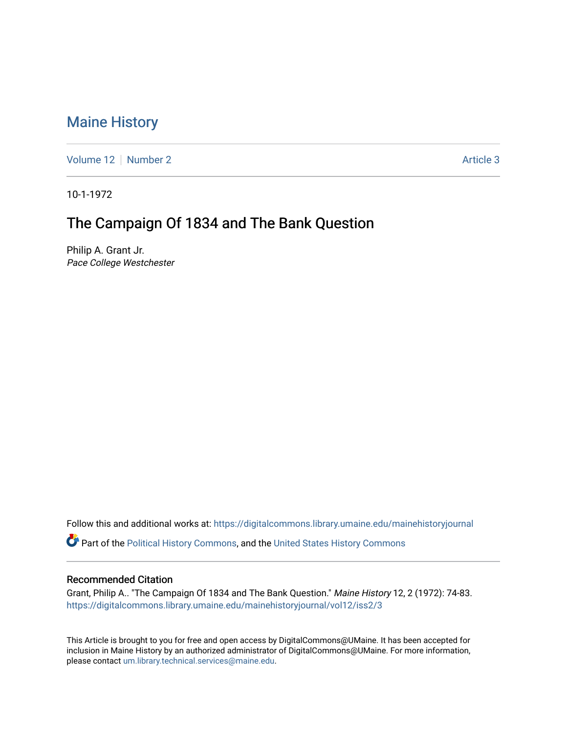# Maine History

Volume 12 | Number 2 | Article 3

10-1-1972

## The Campaign Of 1834 and The Bank Question

Philip A. Grant Jr.
*Pace College Westchester*

Follow this and additional works at: https://digitalcommons.library.umaine.edu/mainehistoryjournal

Part of the Political History Commons, and the United States History Commons

### Recommended Citation

Grant, Philip A.. "The Campaign Of 1834 and The Bank Question." *Maine History* 12, 2 (1972): 74-83.
https://digitalcommons.library.umaine.edu/mainehistoryjournal/vol12/iss2/3

This Article is brought to you for free and open access by DigitalCommons@UMaine. It has been accepted for inclusion in Maine History by an authorized administrator of DigitalCommons@UMaine. For more information, please contact um.library.technical.services@maine.edu.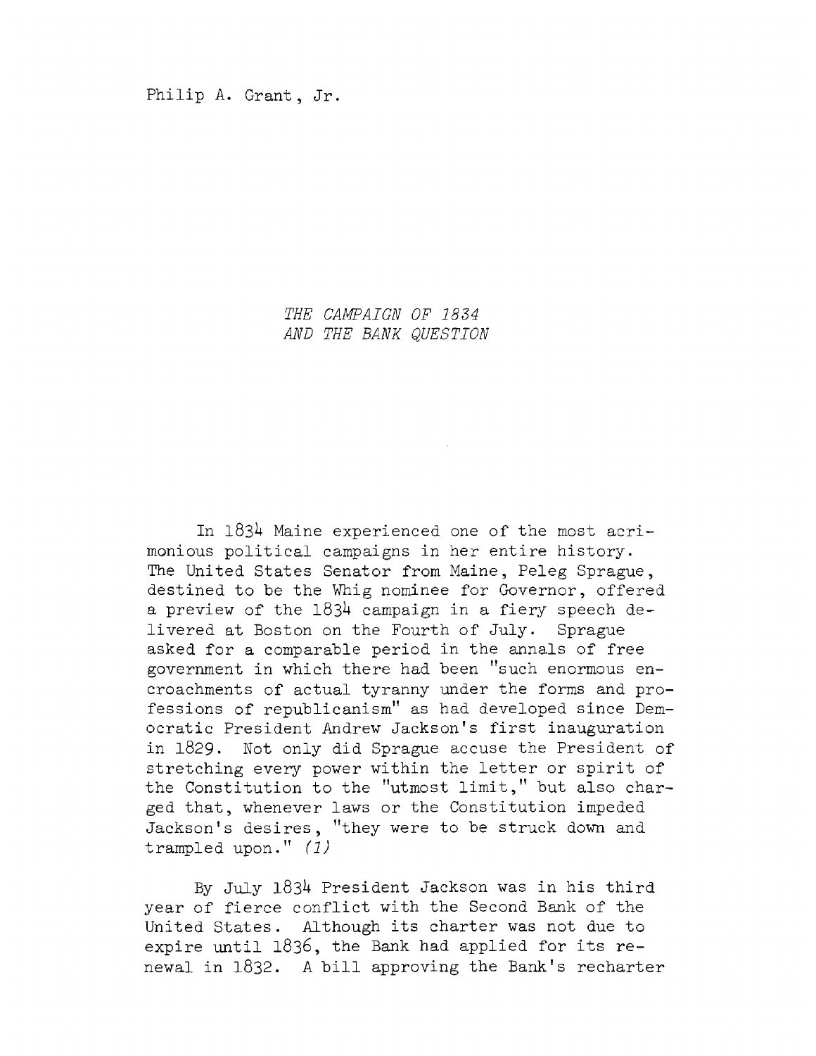Philip A. Grant, Jr.

# *THE CAMPAIGN OF 1834 AND THE BANK QUESTION*

In 1834 Maine experienced one of the most acrimonious political campaigns in her entire history. The United States Senator from Maine, Peleg Sprague, destined to be the Whig nominee for Governor, offered a preview of the 1834 campaign in a fiery speech delivered at Boston on the Fourth of July. Sprague asked for a comparable period in the annals of free government in which there had been "such enormous encroachments of actual tyranny under the forms and professions of republicanism" as had developed since Democratic President Andrew Jackson's first inauguration in 1829. Not only did Sprague accuse the President of stretching every power within the letter or spirit of the Constitution to the "utmost limit," but also charged that, whenever laws or the Constitution impeded Jackson's desires, "they were to be struck down and trampled upon." *(1)*

By July 1834 President Jackson was in his third year of fierce conflict with the Second Bank of the United States. Although its charter was not due to expire until 1836, the Bank had applied for its renewal in 1832. A bill approving the Bank's recharter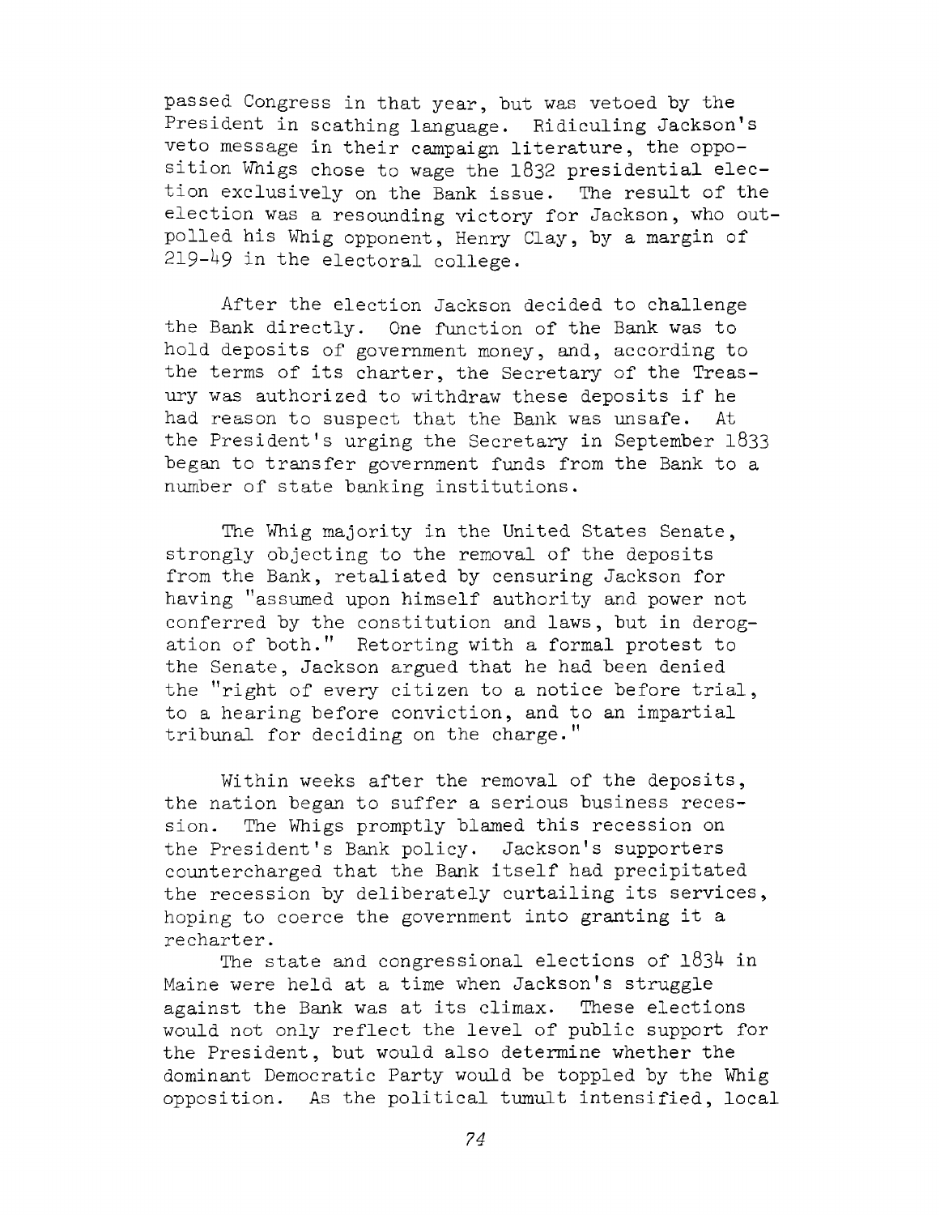passed Congress in that year, but was vetoed by the President in scathing language. Ridiculing Jackson's veto message in their campaign literature, the opposition Whigs chose to wage the 1832 presidential election exclusively on the Bank issue. The result of the election was a resounding victory for Jackson, who outpolled his Whig opponent, Henry Clay, by a margin of 219-49 in the electoral college.

After the election Jackson decided to challenge the Bank directly. One function of the Bank was to hold deposits of government money, and, according to the terms of its charter, the Secretary of the Treasury was authorized to withdraw these deposits if he had reason to suspect that the Bank was unsafe. At the President's urging the Secretary in September 1833 began to transfer government funds from the Bank to a number of state banking institutions.

The Whig majority in the United States Senate, strongly objecting to the removal of the deposits from the Bank, retaliated by censuring Jackson for having "assumed upon himself authority and power not conferred by the constitution and laws, but in derogation of both." Retorting with a formal protest to the Senate, Jackson argued that he had been denied the "right of every citizen to a notice before trial, to a hearing before conviction, and to an impartial tribunal for deciding on the charge."

Within weeks after the removal of the deposits, the nation began to suffer a serious business recession. The Whigs promptly blamed this recession on the President's Bank policy. Jackson's supporters countercharged that the Bank itself had precipitated the recession by deliberately curtailing its services, hoping to coerce the government into granting it a recharter.

The state and congressional elections of 1834 in Maine were held at a time when Jackson's struggle against the Bank was at its climax. These elections would not only reflect the level of public support for the President, but would also determine whether the dominant Democratic Party would be toppled by the Whig opposition. As the political tumult intensified, local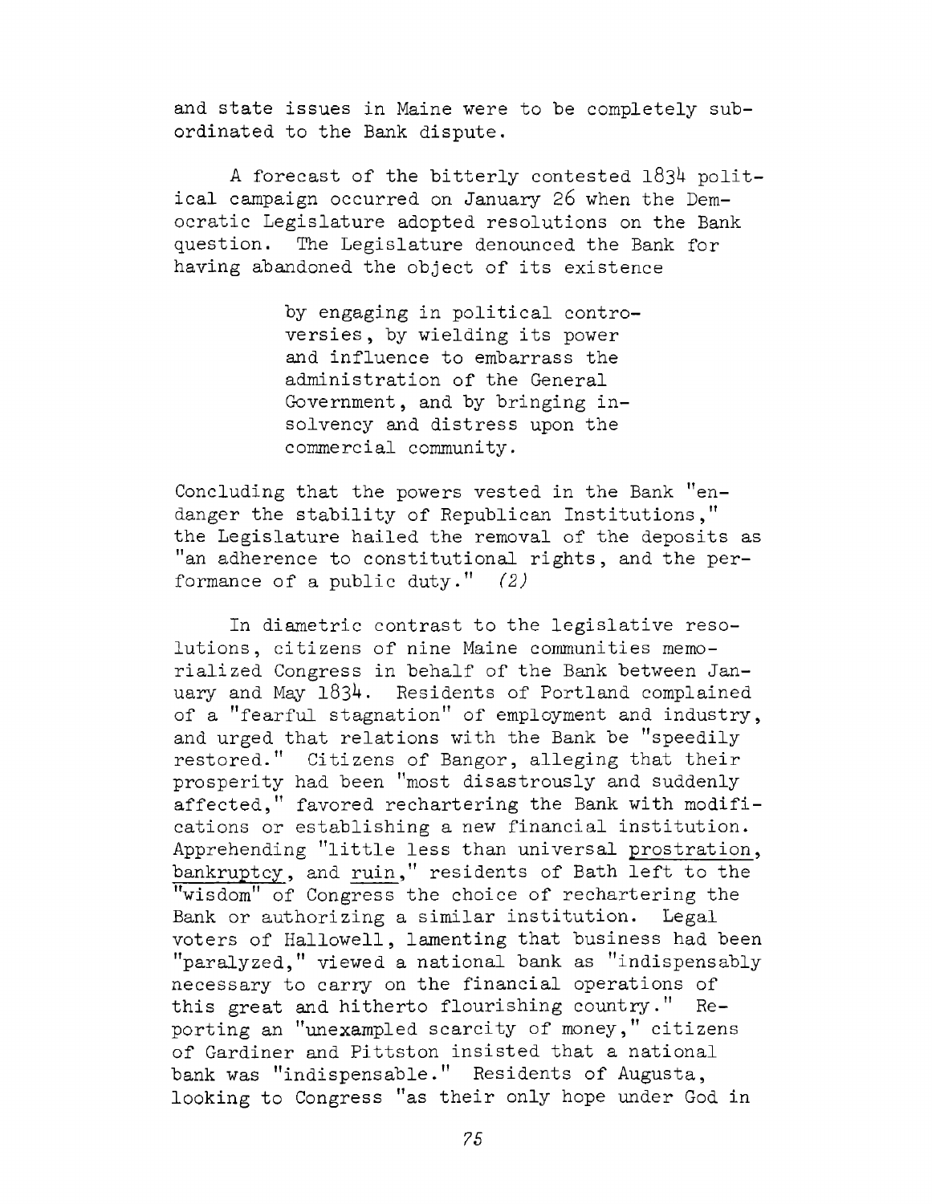and state issues in Maine were to be completely subordinated to the Bank dispute.

A forecast of the bitterly contested 1834 political campaign occurred on January 26 when the Democratic Legislature adopted resolutions on the Bank question. The Legislature denounced the Bank for having abandoned the object of its existence

> by engaging in political controversies, by wielding its power and influence to embarrass the administration of the General Government, and by bringing insolvency and distress upon the commercial community.

Concluding that the powers vested in the Bank "endanger the stability of Republican Institutions," the Legislature hailed the removal of the deposits as "an adherence to constitutional rights, and the performance of a public duty." *(2)*

In diametric contrast to the legislative resolutions, citizens of nine Maine communities memorialized Congress in behalf of the Bank between January and May 1834. Residents of Portland complained of a "fearful stagnation" of employment and industry, and urged that relations with the Bank be "speedily restored." Citizens of Bangor, alleging that their prosperity had been "most disastrously and suddenly affected," favored rechartering the Bank with modifications or establishing a new financial institution. Apprehending "little less than universal <u>prostration</u>, <u>bankruptcy</u>, and <u>ruin</u>," residents of Bath left to the "wisdom" of Congress the choice of rechartering the Bank or authorizing a similar institution. Legal voters of Hallowell, lamenting that business had been "paralyzed," viewed a national bank as "indispensably necessary to carry on the financial operations of this great and hitherto flourishing country." Reporting an "unexampled scarcity of money," citizens of Gardiner and Pittston insisted that a national bank was "indispensable." Residents of Augusta, looking to Congress "as their only hope under God in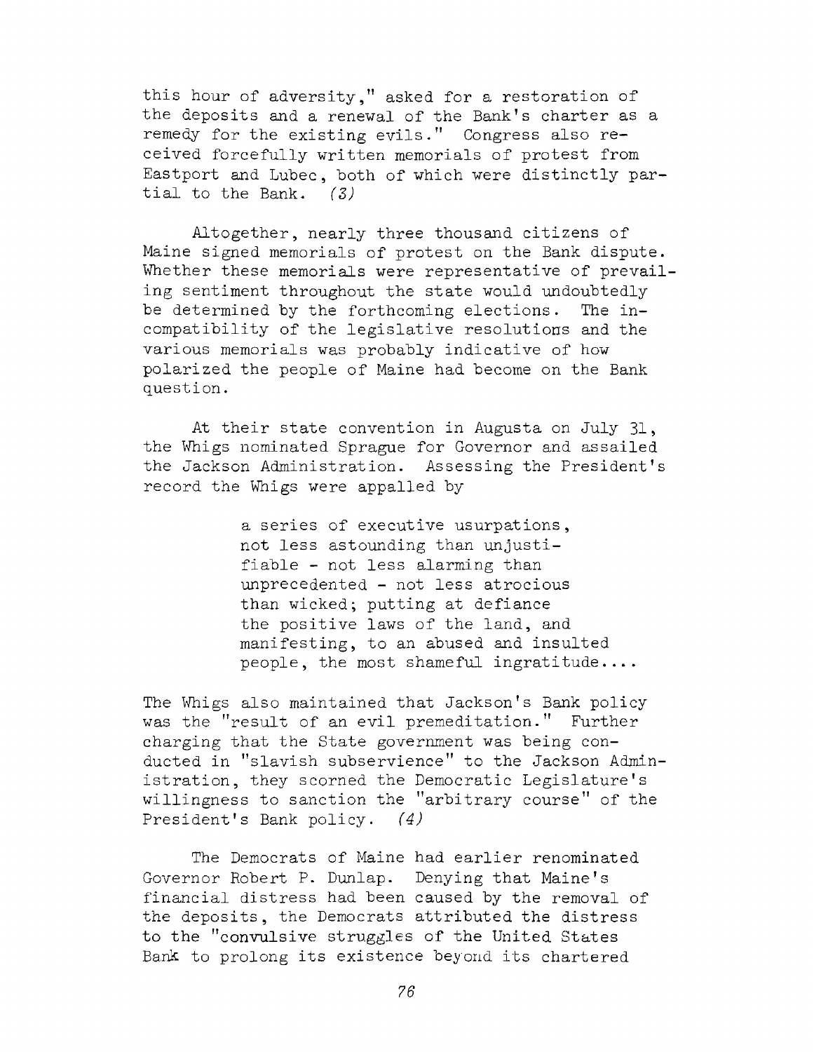this hour of adversity," asked for a restoration of the deposits and a renewal of the Bank's charter as a remedy for the existing evils." Congress also received forcefully written memorials of protest from Eastport and Lubec, both of which were distinctly partial to the Bank. *(3)*

Altogether, nearly three thousand citizens of Maine signed memorials of protest on the Bank dispute. Whether these memorials were representative of prevailing sentiment throughout the state would undoubtedly be determined by the forthcoming elections. The incompatibility of the legislative resolutions and the various memorials was probably indicative of how polarized the people of Maine had become on the Bank question.

At their state convention in Augusta on July 31, the Whigs nominated Sprague for Governor and assailed the Jackson Administration. Assessing the President's record the Whigs were appalled by

> a series of executive usurpations, not less astounding than unjustifiable - not less alarming than unprecedented - not less atrocious than wicked; putting at defiance the positive laws of the land, and manifesting, to an abused and insulted people, the most shameful ingratitude....

The Whigs also maintained that Jackson's Bank policy was the "result of an evil premeditation." Further charging that the State government was being conducted in "slavish subservience" to the Jackson Administration, they scorned the Democratic Legislature's willingness to sanction the "arbitrary course" of the President's Bank policy. *(4)*

The Democrats of Maine had earlier renominated Governor Robert P. Dunlap. Denying that Maine's financial distress had been caused by the removal of the deposits, the Democrats attributed the distress to the "convulsive struggles of the United States Bank to prolong its existence beyond its chartered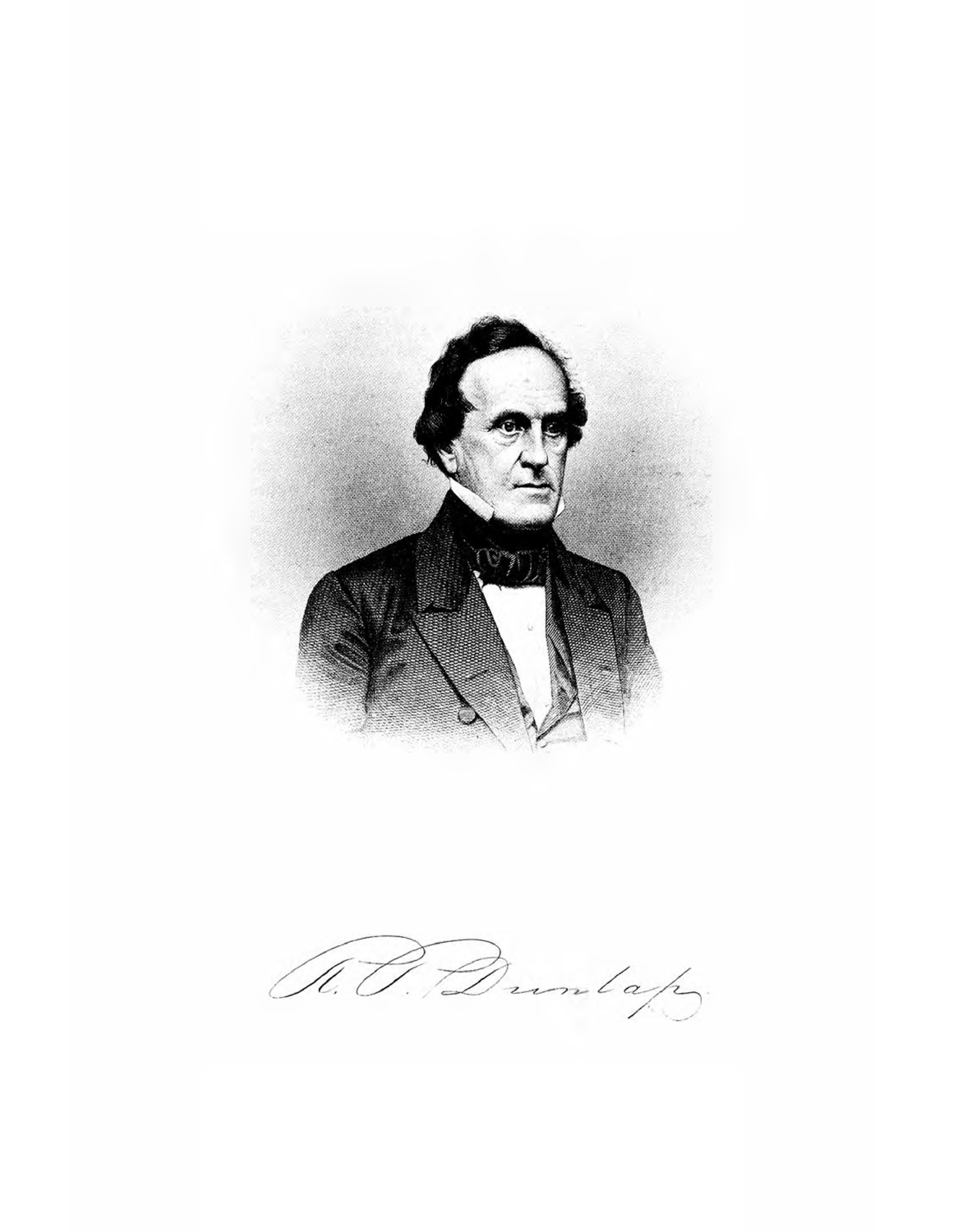R. P. Dunlap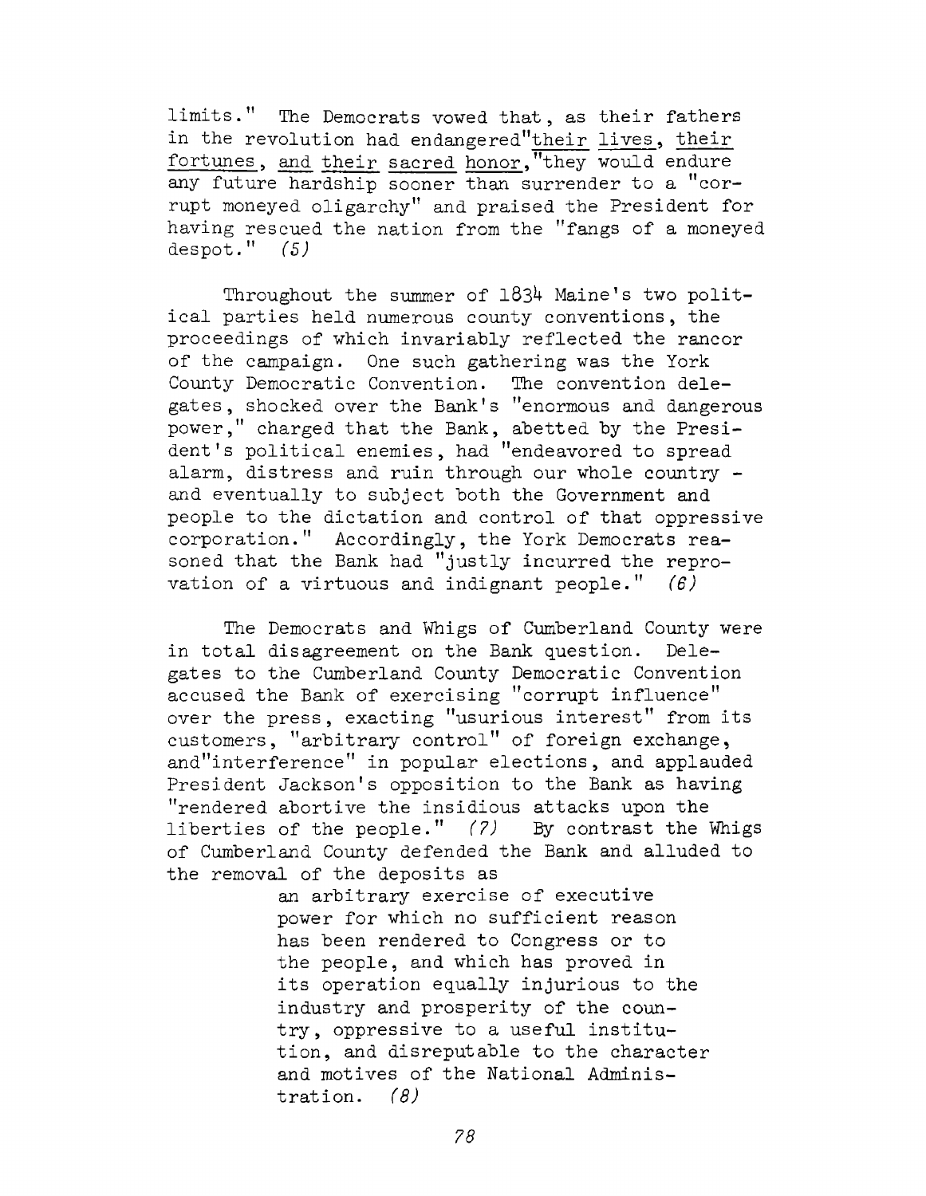limits." The Democrats vowed that, as their fathers in the revolution had endangered "their lives, their fortunes, and their sacred honor," they would endure any future hardship sooner than surrender to a "corrupt moneyed oligarchy" and praised the President for having rescued the nation from the "fangs of a moneyed despot." *(5)*

Throughout the summer of 1834 Maine's two political parties held numerous county conventions, the proceedings of which invariably reflected the rancor of the campaign. One such gathering was the York County Democratic Convention. The convention delegates, shocked over the Bank's "enormous and dangerous power," charged that the Bank, abetted by the President's political enemies, had "endeavored to spread alarm, distress and ruin through our whole country - and eventually to subject both the Government and people to the dictation and control of that oppressive corporation." Accordingly, the York Democrats reasoned that the Bank had "justly incurred the reprovation of a virtuous and indignant people." *(6)*

The Democrats and Whigs of Cumberland County were in total disagreement on the Bank question. Delegates to the Cumberland County Democratic Convention accused the Bank of exercising "corrupt influence" over the press, exacting "usurious interest" from its customers, "arbitrary control" of foreign exchange, and "interference" in popular elections, and applauded President Jackson's opposition to the Bank as having "rendered abortive the insidious attacks upon the liberties of the people." *(7)* By contrast the Whigs of Cumberland County defended the Bank and alluded to the removal of the deposits as

> an arbitrary exercise of executive power for which no sufficient reason has been rendered to Congress or to the people, and which has proved in its operation equally injurious to the industry and prosperity of the country, oppressive to a useful institution, and disreputable to the character and motives of the National Administration. *(8)*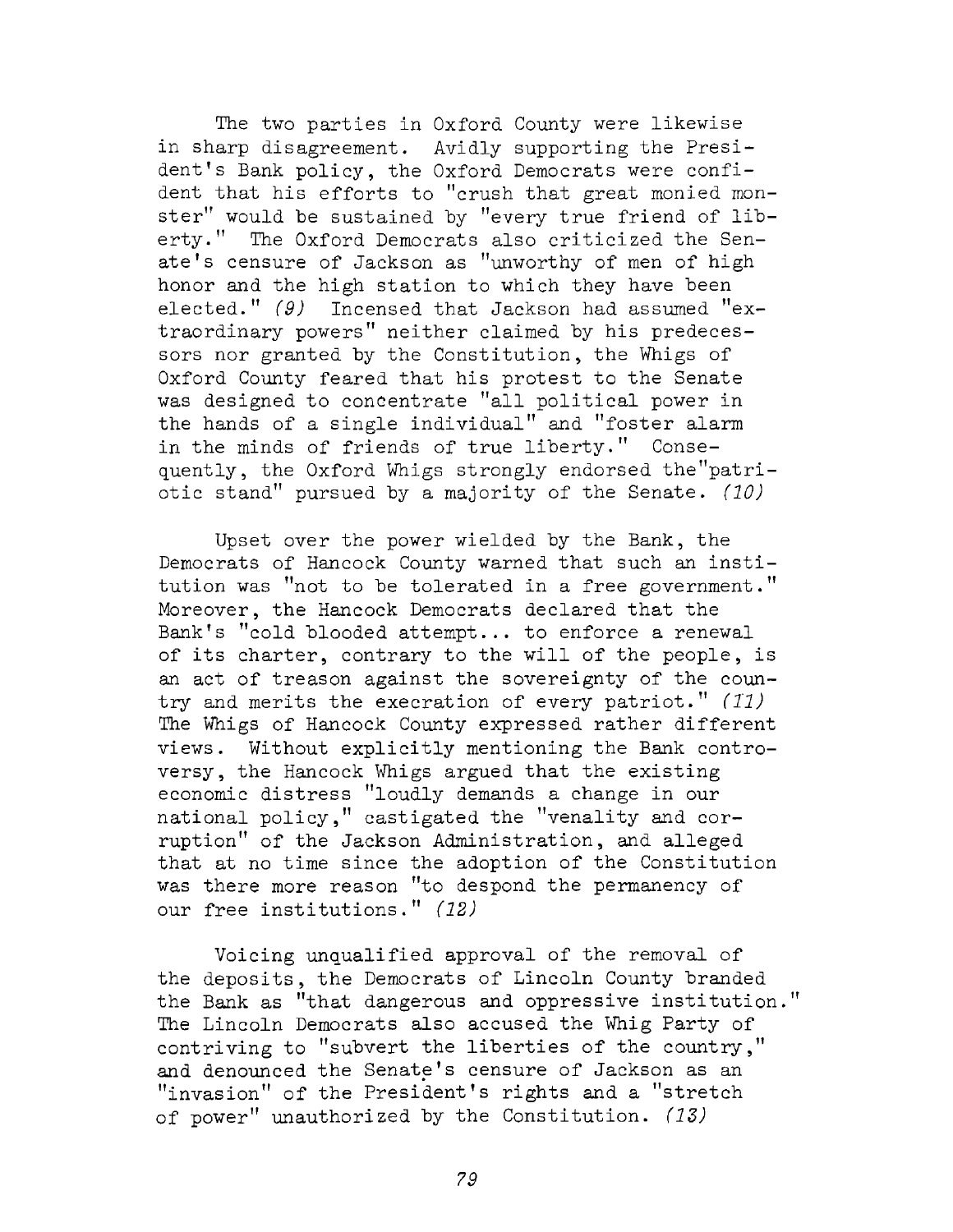The two parties in Oxford County were likewise in sharp disagreement. Avidly supporting the President's Bank policy, the Oxford Democrats were confident that his efforts to "crush that great monied monster" would be sustained by "every true friend of liberty." The Oxford Democrats also criticized the Senate's censure of Jackson as "unworthy of men of high honor and the high station to which they have been elected." *(9)* Incensed that Jackson had assumed "extraordinary powers" neither claimed by his predecessors nor granted by the Constitution, the Whigs of Oxford County feared that his protest to the Senate was designed to concentrate "all political power in the hands of a single individual" and "foster alarm in the minds of friends of true liberty." Consequently, the Oxford Whigs strongly endorsed the "patriotic stand" pursued by a majority of the Senate. *(10)*

Upset over the power wielded by the Bank, the Democrats of Hancock County warned that such an institution was "not to be tolerated in a free government." Moreover, the Hancock Democrats declared that the Bank's "cold blooded attempt... to enforce a renewal of its charter, contrary to the will of the people, is an act of treason against the sovereignty of the country and merits the execration of every patriot." *(11)* The Whigs of Hancock County expressed rather different views. Without explicitly mentioning the Bank controversy, the Hancock Whigs argued that the existing economic distress "loudly demands a change in our national policy," castigated the "venality and corruption" of the Jackson Administration, and alleged that at no time since the adoption of the Constitution was there more reason "to despond the permanency of our free institutions." *(12)*

Voicing unqualified approval of the removal of the deposits, the Democrats of Lincoln County branded the Bank as "that dangerous and oppressive institution." The Lincoln Democrats also accused the Whig Party of contriving to "subvert the liberties of the country," and denounced the Senate's censure of Jackson as an "invasion" of the President's rights and a "stretch of power" unauthorized by the Constitution. *(13)*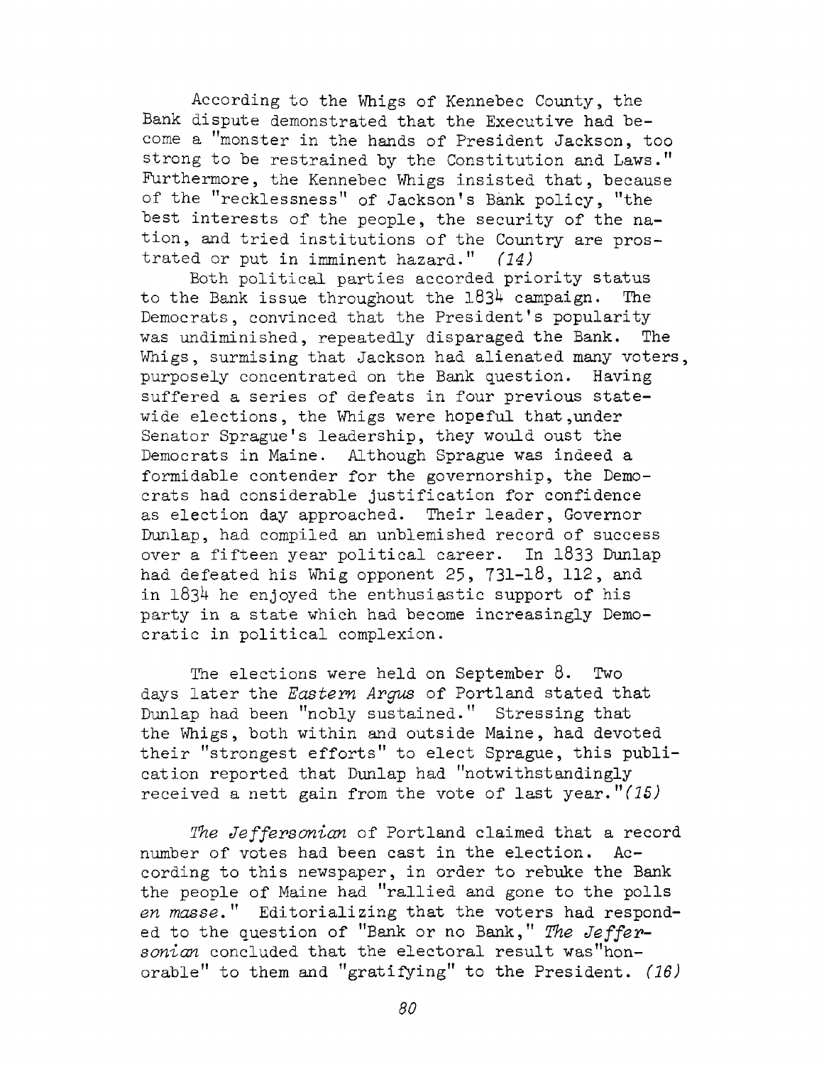According to the Whigs of Kennebec County, the Bank dispute demonstrated that the Executive had become a "monster in the hands of President Jackson, too strong to be restrained by the Constitution and Laws." Furthermore, the Kennebec Whigs insisted that, because of the "recklessness" of Jackson's Bank policy, "the best interests of the people, the security of the nation, and tried institutions of the Country are prostrated or put in imminent hazard." *(14)*

Both political parties accorded priority status to the Bank issue throughout the 1834 campaign. The Democrats, convinced that the President's popularity was undiminished, repeatedly disparaged the Bank. The Whigs, surmising that Jackson had alienated many voters, purposely concentrated on the Bank question. Having suffered a series of defeats in four previous statewide elections, the Whigs were hopeful that, under Senator Sprague's leadership, they would oust the Democrats in Maine. Although Sprague was indeed a formidable contender for the governorship, the Democrats had considerable justification for confidence as election day approached. Their leader, Governor Dunlap, had compiled an unblemished record of success over a fifteen year political career. In 1833 Dunlap had defeated his Whig opponent 25, 731-18, 112, and in 1834 he enjoyed the enthusiastic support of his party in a state which had become increasingly Democratic in political complexion.

The elections were held on September 8. Two days later the *Eastern Argus* of Portland stated that Dunlap had been "nobly sustained." Stressing that the Whigs, both within and outside Maine, had devoted their "strongest efforts" to elect Sprague, this publication reported that Dunlap had "notwithstandingly received a nett gain from the vote of last year."*(15)*

*The Jeffersonian* of Portland claimed that a record number of votes had been cast in the election. According to this newspaper, in order to rebuke the Bank the people of Maine had "rallied and gone to the polls *en masse*." Editorializing that the voters had responded to the question of "Bank or no Bank," *The Jeffersonian* concluded that the electoral result was "honorable" to them and "gratifying" to the President. *(16)*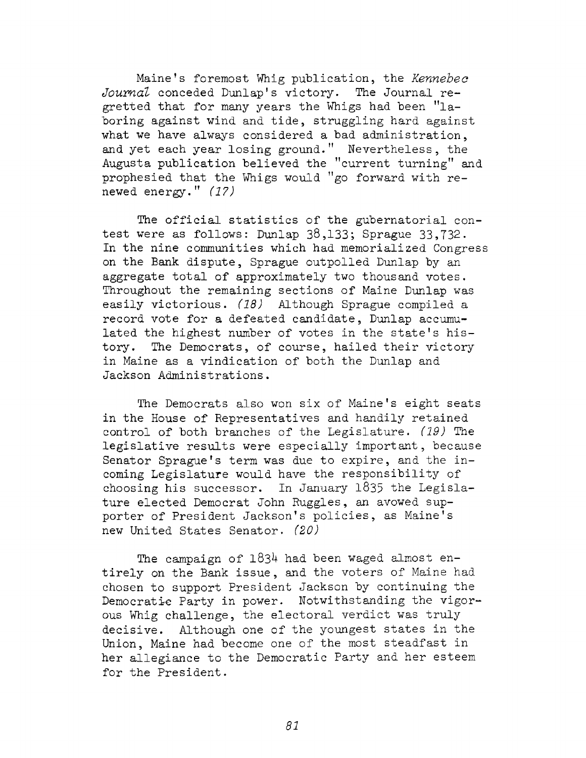Maine's foremost Whig publication, the *Kennebec Journal* conceded Dunlap's victory. The Journal regretted that for many years the Whigs had been "laboring against wind and tide, struggling hard against what we have always considered a bad administration, and yet each year losing ground." Nevertheless, the Augusta publication believed the "current turning" and prophesied that the Whigs would "go forward with renewed energy." *(17)*

The official statistics of the gubernatorial contest were as follows: Dunlap 38,133; Sprague 33,732. In the nine communities which had memorialized Congress on the Bank dispute, Sprague outpolled Dunlap by an aggregate total of approximately two thousand votes. Throughout the remaining sections of Maine Dunlap was easily victorious. *(18)* Although Sprague compiled a record vote for a defeated candidate, Dunlap accumulated the highest number of votes in the state's history. The Democrats, of course, hailed their victory in Maine as a vindication of both the Dunlap and Jackson Administrations.

The Democrats also won six of Maine's eight seats in the House of Representatives and handily retained control of both branches of the Legislature. *(19)* The legislative results were especially important, because Senator Sprague's term was due to expire, and the incoming Legislature would have the responsibility of choosing his successor. In January 1835 the Legislature elected Democrat John Ruggles, an avowed supporter of President Jackson's policies, as Maine's new United States Senator. *(20)*

The campaign of 1834 had been waged almost entirely on the Bank issue, and the voters of Maine had chosen to support President Jackson by continuing the Democratic Party in power. Notwithstanding the vigorous Whig challenge, the electoral verdict was truly decisive. Although one of the youngest states in the Union, Maine had become one of the most steadfast in her allegiance to the Democratic Party and her esteem for the President.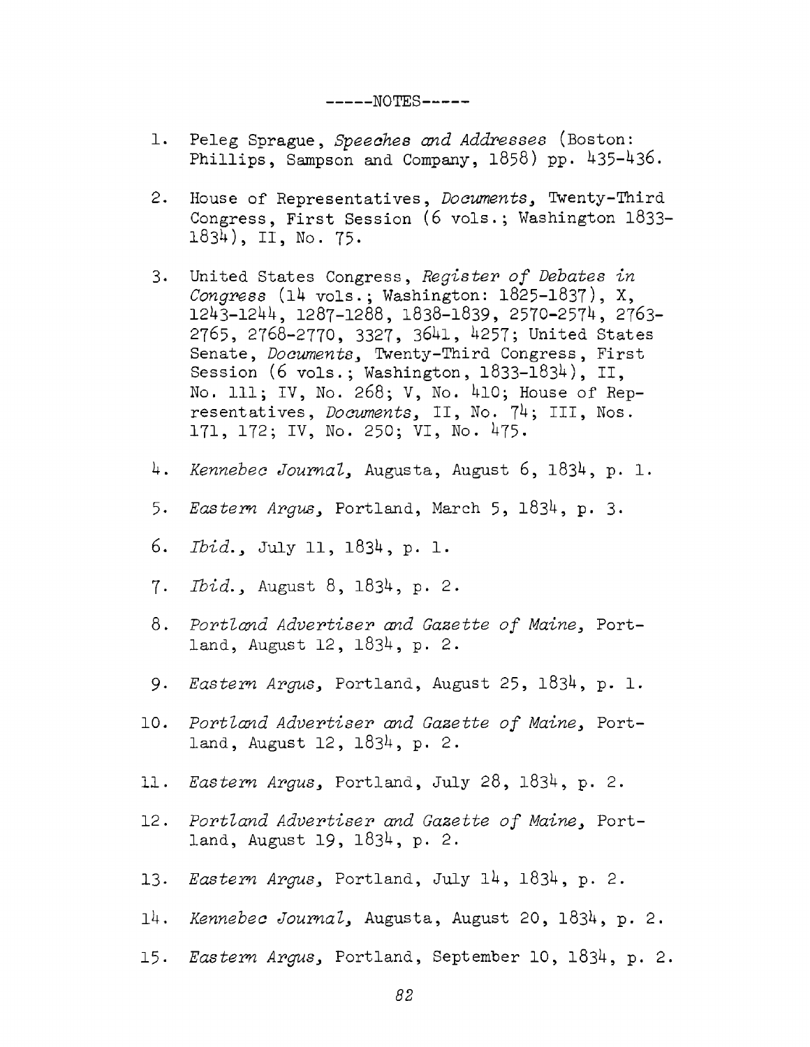-----NOTES-----

1. Peleg Sprague, *Speeches and Addresses* (Boston: Phillips, Sampson and Company, 1858) pp. 435-436.

2. House of Representatives, *Documents*, Twenty-Third Congress, First Session (6 vols.; Washington 1833-1834), II, No. 75.

3. United States Congress, *Register of Debates in Congress* (14 vols.; Washington: 1825-1837), X, 1243-1244, 1287-1288, 1838-1839, 2570-2574, 2763-2765, 2768-2770, 3327, 3641, 4257; United States Senate, *Documents*, Twenty-Third Congress, First Session (6 vols.; Washington, 1833-1834), II, No. 111; IV, No. 268; V, No. 410; House of Representatives, *Documents*, II, No. 74; III, Nos. 171, 172; IV, No. 250; VI, No. 475.

4. *Kennebec Journal*, Augusta, August 6, 1834, p. 1.

5. *Eastern Argus*, Portland, March 5, 1834, p. 3.

6. *Ibid.*, July 11, 1834, p. 1.

7. *Ibid.*, August 8, 1834, p. 2.

8. *Portland Advertiser and Gazette of Maine*, Portland, August 12, 1834, p. 2.

9. *Eastern Argus*, Portland, August 25, 1834, p. 1.

10. *Portland Advertiser and Gazette of Maine*, Portland, August 12, 1834, p. 2.

11. *Eastern Argus*, Portland, July 28, 1834, p. 2.

12. *Portland Advertiser and Gazette of Maine*, Portland, August 19, 1834, p. 2.

13. *Eastern Argus*, Portland, July 14, 1834, p. 2.

14. *Kennebec Journal*, Augusta, August 20, 1834, p. 2.

15. *Eastern Argus*, Portland, September 10, 1834, p. 2.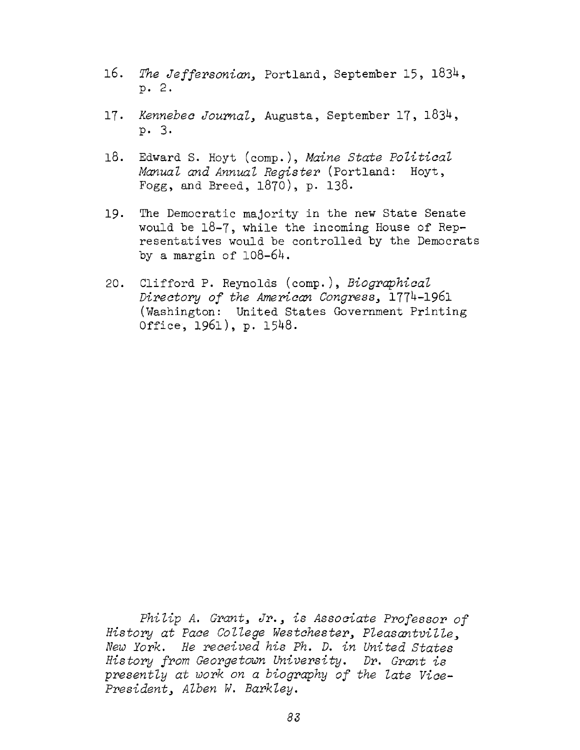16. *The Jeffersonian*, Portland, September 15, 1834, p. 2.

17. *Kennebec Journal*, Augusta, September 17, 1834, p. 3.

18. Edward S. Hoyt (comp.), *Maine State Political Manual and Annual Register* (Portland: Hoyt, Fogg, and Breed, 1870), p. 138.

19. The Democratic majority in the new State Senate would be 18-7, while the incoming House of Representatives would be controlled by the Democrats by a margin of 108-64.

20. Clifford P. Reynolds (comp.), *Biographical Directory of the American Congress*, 1774-1961 (Washington: United States Government Printing Office, 1961), p. 1548.

*Philip A. Grant, Jr., is Associate Professor of History at Pace College Westchester, Pleasantville, New York. He received his Ph. D. in United States History from Georgetown University. Dr. Grant is presently at work on a biography of the late Vice-President, Alben W. Barkley.*